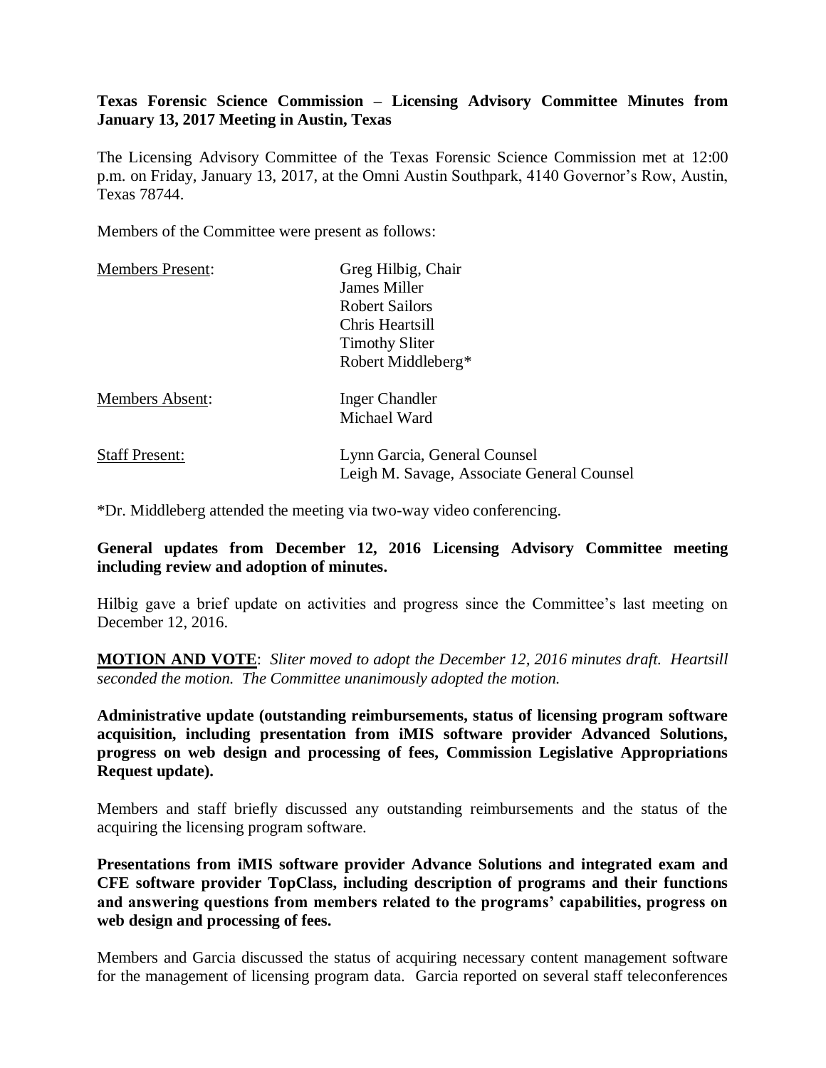**Texas Forensic Science Commission – Licensing Advisory Committee Minutes from January 13, 2017 Meeting in Austin, Texas**

The Licensing Advisory Committee of the Texas Forensic Science Commission met at 12:00 p.m. on Friday, January 13, 2017, at the Omni Austin Southpark, 4140 Governor's Row, Austin, Texas 78744.

Members of the Committee were present as follows:

| | |
|---|---|
| Members Present: | Greg Hilbig, Chair<br>James Miller<br>Robert Sailors<br>Chris Heartsill<br>Timothy Sliter<br>Robert Middleberg* |
| Members Absent: | Inger Chandler<br>Michael Ward |
| Staff Present: | Lynn Garcia, General Counsel<br>Leigh M. Savage, Associate General Counsel |

*Dr. Middleberg attended the meeting via two-way video conferencing.

**General updates from December 12, 2016 Licensing Advisory Committee meeting including review and adoption of minutes.**

Hilbig gave a brief update on activities and progress since the Committee's last meeting on December 12, 2016.

**MOTION AND VOTE**: *Sliter moved to adopt the December 12, 2016 minutes draft. Heartsill seconded the motion. The Committee unanimously adopted the motion.*

**Administrative update (outstanding reimbursements, status of licensing program software acquisition, including presentation from iMIS software provider Advanced Solutions, progress on web design and processing of fees, Commission Legislative Appropriations Request update).**

Members and staff briefly discussed any outstanding reimbursements and the status of the acquiring the licensing program software.

**Presentations from iMIS software provider Advance Solutions and integrated exam and CFE software provider TopClass, including description of programs and their functions and answering questions from members related to the programs' capabilities, progress on web design and processing of fees.**

Members and Garcia discussed the status of acquiring necessary content management software for the management of licensing program data. Garcia reported on several staff teleconferences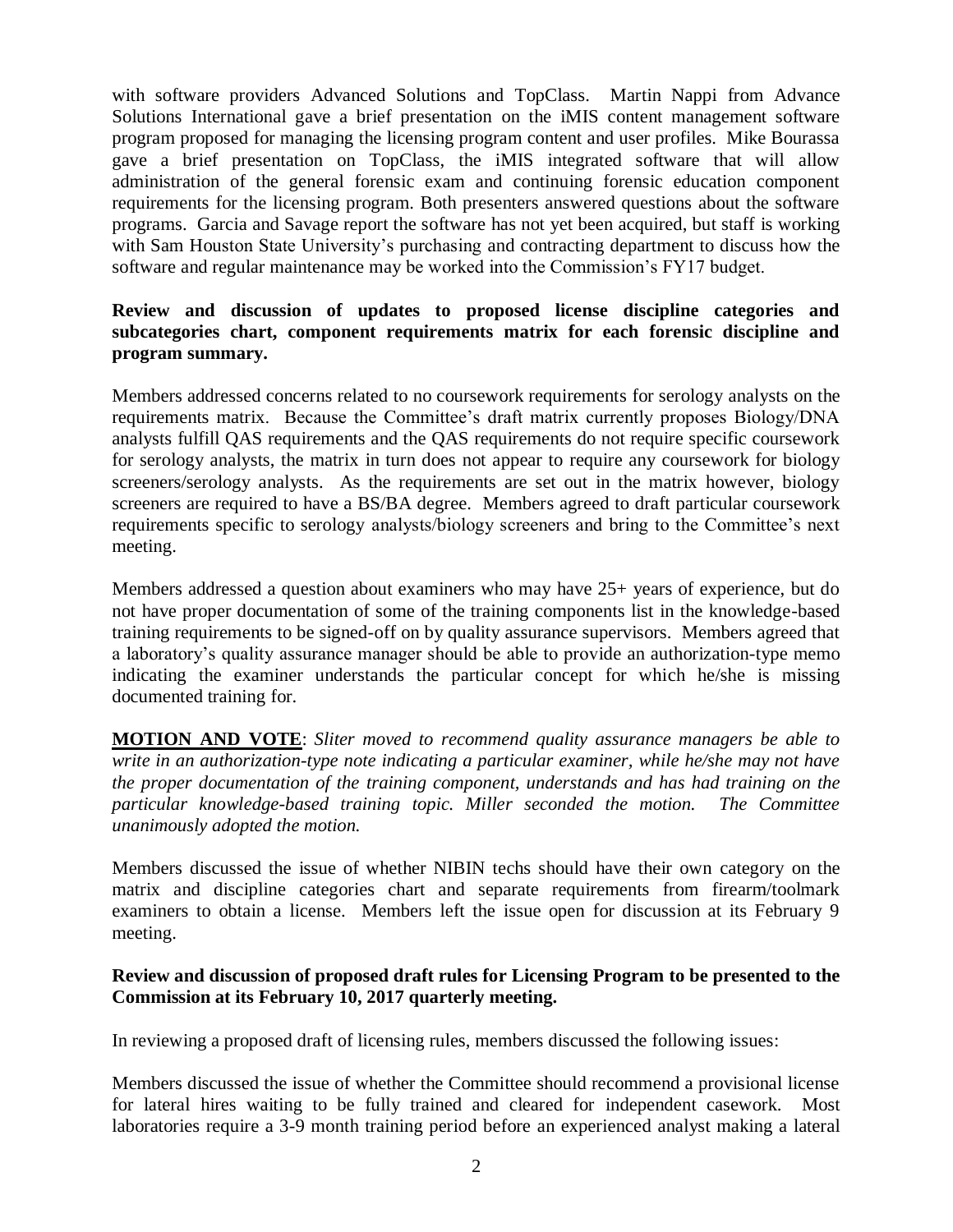with software providers Advanced Solutions and TopClass. Martin Nappi from Advance Solutions International gave a brief presentation on the iMIS content management software program proposed for managing the licensing program content and user profiles. Mike Bourassa gave a brief presentation on TopClass, the iMIS integrated software that will allow administration of the general forensic exam and continuing forensic education component requirements for the licensing program. Both presenters answered questions about the software programs. Garcia and Savage report the software has not yet been acquired, but staff is working with Sam Houston State University's purchasing and contracting department to discuss how the software and regular maintenance may be worked into the Commission's FY17 budget.

**Review and discussion of updates to proposed license discipline categories and subcategories chart, component requirements matrix for each forensic discipline and program summary.**

Members addressed concerns related to no coursework requirements for serology analysts on the requirements matrix. Because the Committee's draft matrix currently proposes Biology/DNA analysts fulfill QAS requirements and the QAS requirements do not require specific coursework for serology analysts, the matrix in turn does not appear to require any coursework for biology screeners/serology analysts. As the requirements are set out in the matrix however, biology screeners are required to have a BS/BA degree. Members agreed to draft particular coursework requirements specific to serology analysts/biology screeners and bring to the Committee's next meeting.

Members addressed a question about examiners who may have 25+ years of experience, but do not have proper documentation of some of the training components list in the knowledge-based training requirements to be signed-off on by quality assurance supervisors. Members agreed that a laboratory's quality assurance manager should be able to provide an authorization-type memo indicating the examiner understands the particular concept for which he/she is missing documented training for.

**MOTION AND VOTE**: *Sliter moved to recommend quality assurance managers be able to write in an authorization-type note indicating a particular examiner, while he/she may not have the proper documentation of the training component, understands and has had training on the particular knowledge-based training topic. Miller seconded the motion. The Committee unanimously adopted the motion.*

Members discussed the issue of whether NIBIN techs should have their own category on the matrix and discipline categories chart and separate requirements from firearm/toolmark examiners to obtain a license. Members left the issue open for discussion at its February 9 meeting.

**Review and discussion of proposed draft rules for Licensing Program to be presented to the Commission at its February 10, 2017 quarterly meeting.**

In reviewing a proposed draft of licensing rules, members discussed the following issues:

Members discussed the issue of whether the Committee should recommend a provisional license for lateral hires waiting to be fully trained and cleared for independent casework. Most laboratories require a 3-9 month training period before an experienced analyst making a lateral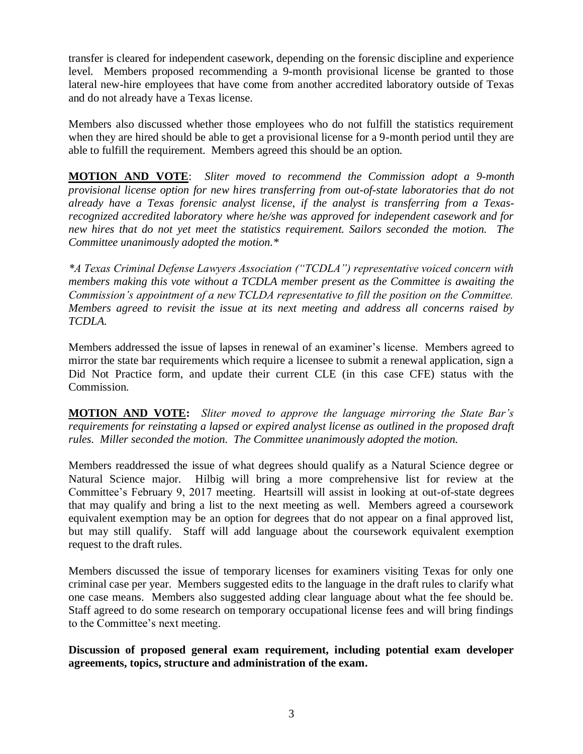transfer is cleared for independent casework, depending on the forensic discipline and experience level. Members proposed recommending a 9-month provisional license be granted to those lateral new-hire employees that have come from another accredited laboratory outside of Texas and do not already have a Texas license.

Members also discussed whether those employees who do not fulfill the statistics requirement when they are hired should be able to get a provisional license for a 9-month period until they are able to fulfill the requirement. Members agreed this should be an option.

**MOTION AND VOTE**: *Sliter moved to recommend the Commission adopt a 9-month provisional license option for new hires transferring from out-of-state laboratories that do not already have a Texas forensic analyst license, if the analyst is transferring from a Texas-recognized accredited laboratory where he/she was approved for independent casework and for new hires that do not yet meet the statistics requirement. Sailors seconded the motion. The Committee unanimously adopted the motion.**

*\*A Texas Criminal Defense Lawyers Association ("TCDLA") representative voiced concern with members making this vote without a TCDLA member present as the Committee is awaiting the Commission's appointment of a new TCLDA representative to fill the position on the Committee. Members agreed to revisit the issue at its next meeting and address all concerns raised by TCDLA.*

Members addressed the issue of lapses in renewal of an examiner's license. Members agreed to mirror the state bar requirements which require a licensee to submit a renewal application, sign a Did Not Practice form, and update their current CLE (in this case CFE) status with the Commission.

**MOTION AND VOTE:** *Sliter moved to approve the language mirroring the State Bar's requirements for reinstating a lapsed or expired analyst license as outlined in the proposed draft rules. Miller seconded the motion. The Committee unanimously adopted the motion.*

Members readdressed the issue of what degrees should qualify as a Natural Science degree or Natural Science major. Hilbig will bring a more comprehensive list for review at the Committee's February 9, 2017 meeting. Heartsill will assist in looking at out-of-state degrees that may qualify and bring a list to the next meeting as well. Members agreed a coursework equivalent exemption may be an option for degrees that do not appear on a final approved list, but may still qualify. Staff will add language about the coursework equivalent exemption request to the draft rules.

Members discussed the issue of temporary licenses for examiners visiting Texas for only one criminal case per year. Members suggested edits to the language in the draft rules to clarify what one case means. Members also suggested adding clear language about what the fee should be. Staff agreed to do some research on temporary occupational license fees and will bring findings to the Committee's next meeting.

**Discussion of proposed general exam requirement, including potential exam developer agreements, topics, structure and administration of the exam.**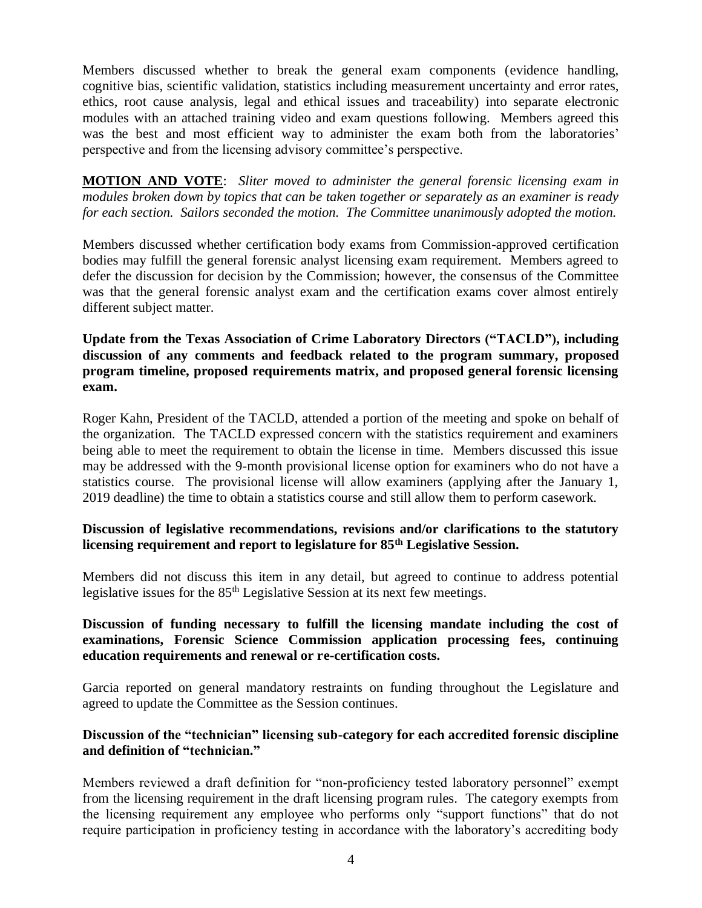Members discussed whether to break the general exam components (evidence handling, cognitive bias, scientific validation, statistics including measurement uncertainty and error rates, ethics, root cause analysis, legal and ethical issues and traceability) into separate electronic modules with an attached training video and exam questions following. Members agreed this was the best and most efficient way to administer the exam both from the laboratories' perspective and from the licensing advisory committee's perspective.

**MOTION AND VOTE**: *Sliter moved to administer the general forensic licensing exam in modules broken down by topics that can be taken together or separately as an examiner is ready for each section. Sailors seconded the motion. The Committee unanimously adopted the motion.*

Members discussed whether certification body exams from Commission-approved certification bodies may fulfill the general forensic analyst licensing exam requirement. Members agreed to defer the discussion for decision by the Commission; however, the consensus of the Committee was that the general forensic analyst exam and the certification exams cover almost entirely different subject matter.

**Update from the Texas Association of Crime Laboratory Directors ("TACLD"), including discussion of any comments and feedback related to the program summary, proposed program timeline, proposed requirements matrix, and proposed general forensic licensing exam.**

Roger Kahn, President of the TACLD, attended a portion of the meeting and spoke on behalf of the organization. The TACLD expressed concern with the statistics requirement and examiners being able to meet the requirement to obtain the license in time. Members discussed this issue may be addressed with the 9-month provisional license option for examiners who do not have a statistics course. The provisional license will allow examiners (applying after the January 1, 2019 deadline) the time to obtain a statistics course and still allow them to perform casework.

**Discussion of legislative recommendations, revisions and/or clarifications to the statutory licensing requirement and report to legislature for 85th Legislative Session.**

Members did not discuss this item in any detail, but agreed to continue to address potential legislative issues for the 85th Legislative Session at its next few meetings.

**Discussion of funding necessary to fulfill the licensing mandate including the cost of examinations, Forensic Science Commission application processing fees, continuing education requirements and renewal or re-certification costs.**

Garcia reported on general mandatory restraints on funding throughout the Legislature and agreed to update the Committee as the Session continues.

**Discussion of the "technician" licensing sub-category for each accredited forensic discipline and definition of "technician."**

Members reviewed a draft definition for "non-proficiency tested laboratory personnel" exempt from the licensing requirement in the draft licensing program rules. The category exempts from the licensing requirement any employee who performs only "support functions" that do not require participation in proficiency testing in accordance with the laboratory's accrediting body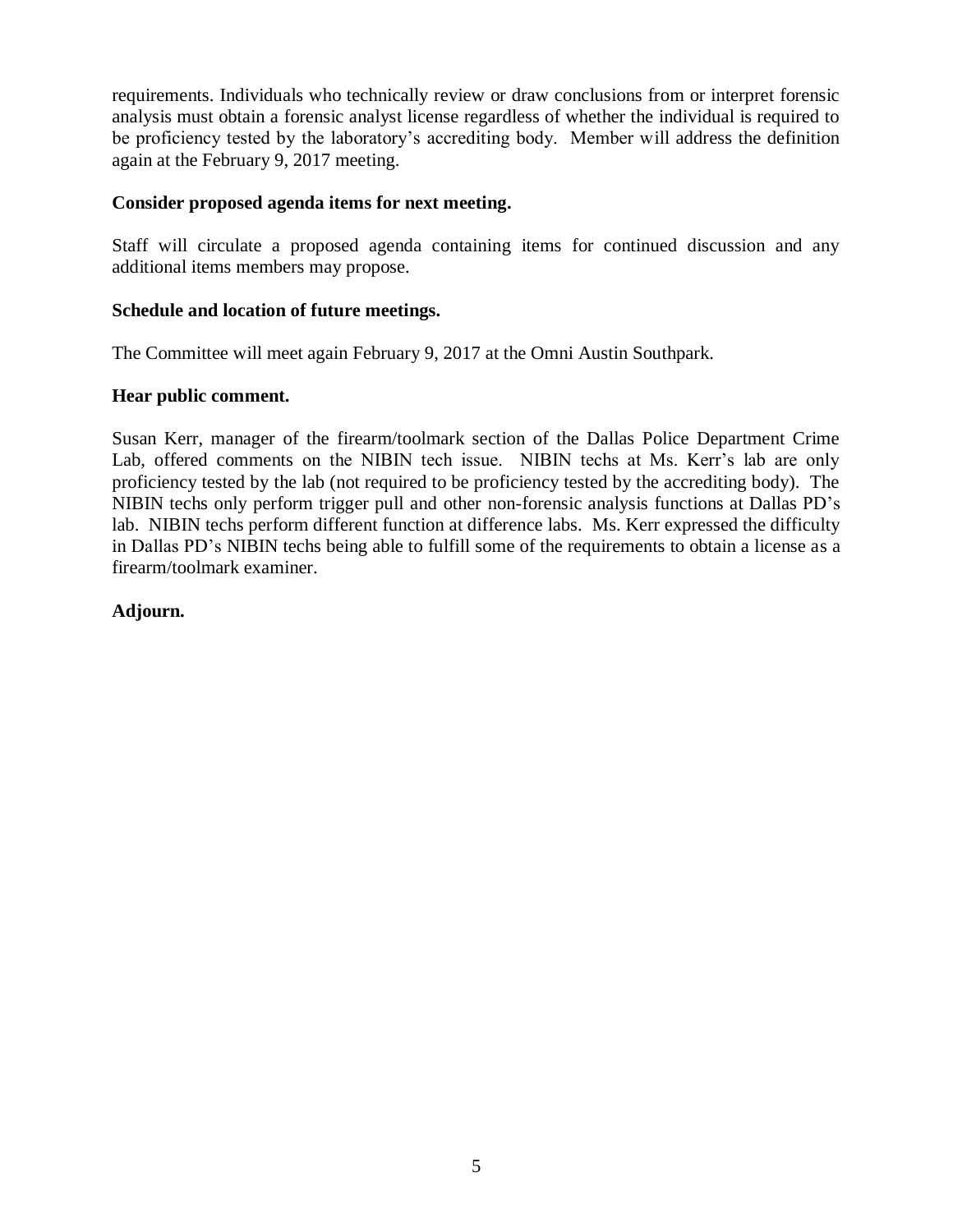requirements. Individuals who technically review or draw conclusions from or interpret forensic analysis must obtain a forensic analyst license regardless of whether the individual is required to be proficiency tested by the laboratory's accrediting body. Member will address the definition again at the February 9, 2017 meeting.

**Consider proposed agenda items for next meeting.**

Staff will circulate a proposed agenda containing items for continued discussion and any additional items members may propose.

**Schedule and location of future meetings.**

The Committee will meet again February 9, 2017 at the Omni Austin Southpark.

**Hear public comment.**

Susan Kerr, manager of the firearm/toolmark section of the Dallas Police Department Crime Lab, offered comments on the NIBIN tech issue. NIBIN techs at Ms. Kerr's lab are only proficiency tested by the lab (not required to be proficiency tested by the accrediting body). The NIBIN techs only perform trigger pull and other non-forensic analysis functions at Dallas PD's lab. NIBIN techs perform different function at difference labs. Ms. Kerr expressed the difficulty in Dallas PD's NIBIN techs being able to fulfill some of the requirements to obtain a license as a firearm/toolmark examiner.

**Adjourn.**